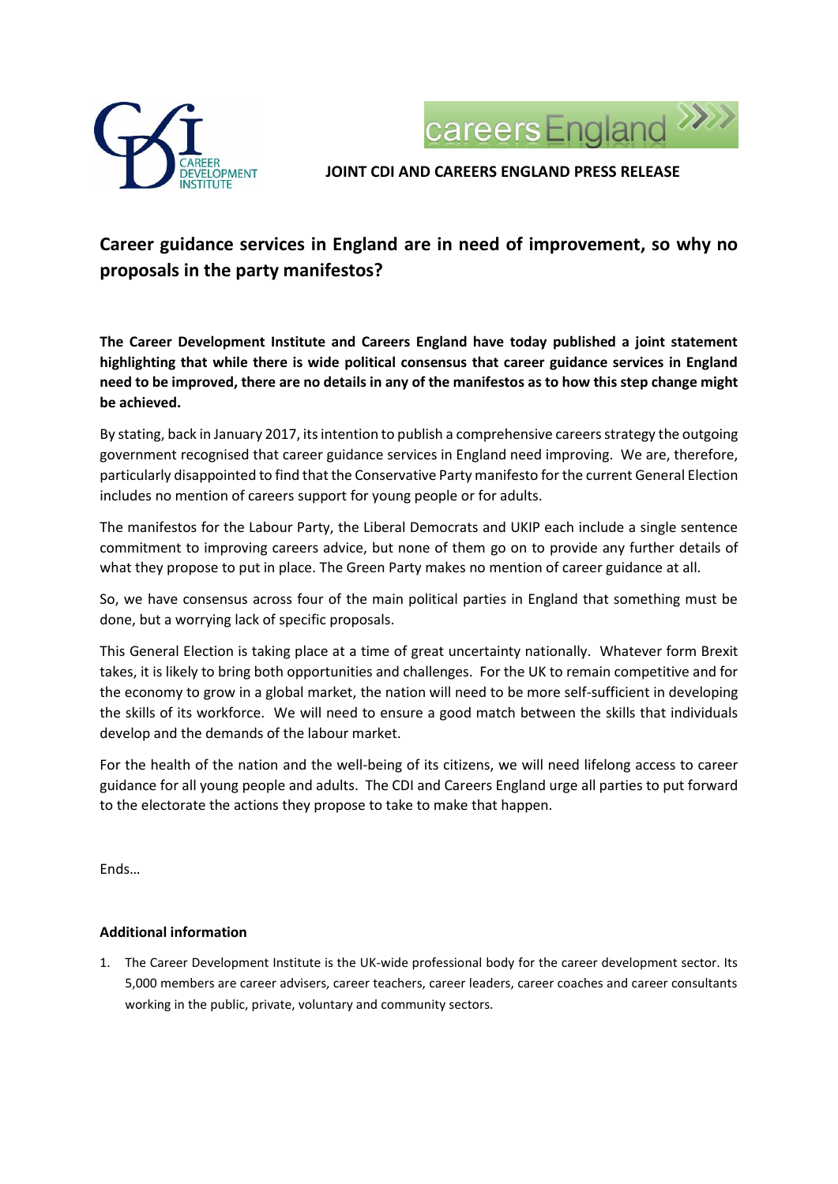**JOINT CDI AND CAREERS ENGLAND PRESS RELEASE**

# Career guidance services in England are in need of improvement, so why no proposals in the party manifestos?

**The Career Development Institute and Careers England have today published a joint statement highlighting that while there is wide political consensus that career guidance services in England need to be improved, there are no details in any of the manifestos as to how this step change might be achieved.**

By stating, back in January 2017, its intention to publish a comprehensive careers strategy the outgoing government recognised that career guidance services in England need improving. We are, therefore, particularly disappointed to find that the Conservative Party manifesto for the current General Election includes no mention of careers support for young people or for adults.

The manifestos for the Labour Party, the Liberal Democrats and UKIP each include a single sentence commitment to improving careers advice, but none of them go on to provide any further details of what they propose to put in place. The Green Party makes no mention of career guidance at all.

So, we have consensus across four of the main political parties in England that something must be done, but a worrying lack of specific proposals.

This General Election is taking place at a time of great uncertainty nationally. Whatever form Brexit takes, it is likely to bring both opportunities and challenges. For the UK to remain competitive and for the economy to grow in a global market, the nation will need to be more self-sufficient in developing the skills of its workforce. We will need to ensure a good match between the skills that individuals develop and the demands of the labour market.

For the health of the nation and the well-being of its citizens, we will need lifelong access to career guidance for all young people and adults. The CDI and Careers England urge all parties to put forward to the electorate the actions they propose to take to make that happen.

Ends…

**Additional information**

1. The Career Development Institute is the UK-wide professional body for the career development sector. Its 5,000 members are career advisers, career teachers, career leaders, career coaches and career consultants working in the public, private, voluntary and community sectors.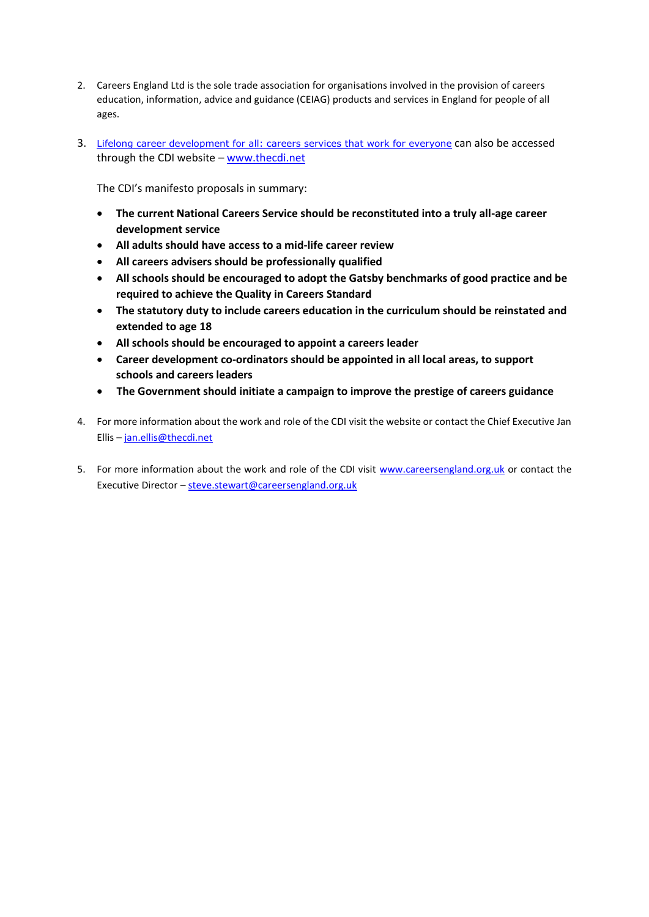2. Careers England Ltd is the sole trade association for organisations involved in the provision of careers education, information, advice and guidance (CEIAG) products and services in England for people of all ages.

3. [Lifelong career development for all: careers services that work for everyone]() can also be accessed through the CDI website – [www.thecdi.net](www.thecdi.net)

   The CDI's manifesto proposals in summary:

   - **The current National Careers Service should be reconstituted into a truly all-age career development service**
   - **All adults should have access to a mid-life career review**
   - **All careers advisers should be professionally qualified**
   - **All schools should be encouraged to adopt the Gatsby benchmarks of good practice and be required to achieve the Quality in Careers Standard**
   - **The statutory duty to include careers education in the curriculum should be reinstated and extended to age 18**
   - **All schools should be encouraged to appoint a careers leader**
   - **Career development co-ordinators should be appointed in all local areas, to support schools and careers leaders**
   - **The Government should initiate a campaign to improve the prestige of careers guidance**

4. For more information about the work and role of the CDI visit the website or contact the Chief Executive Jan Ellis – [jan.ellis@thecdi.net](mailto:jan.ellis@thecdi.net)

5. For more information about the work and role of the CDI visit [www.careersengland.org.uk](www.careersengland.org.uk) or contact the Executive Director – [steve.stewart@careersengland.org.uk](mailto:steve.stewart@careersengland.org.uk)